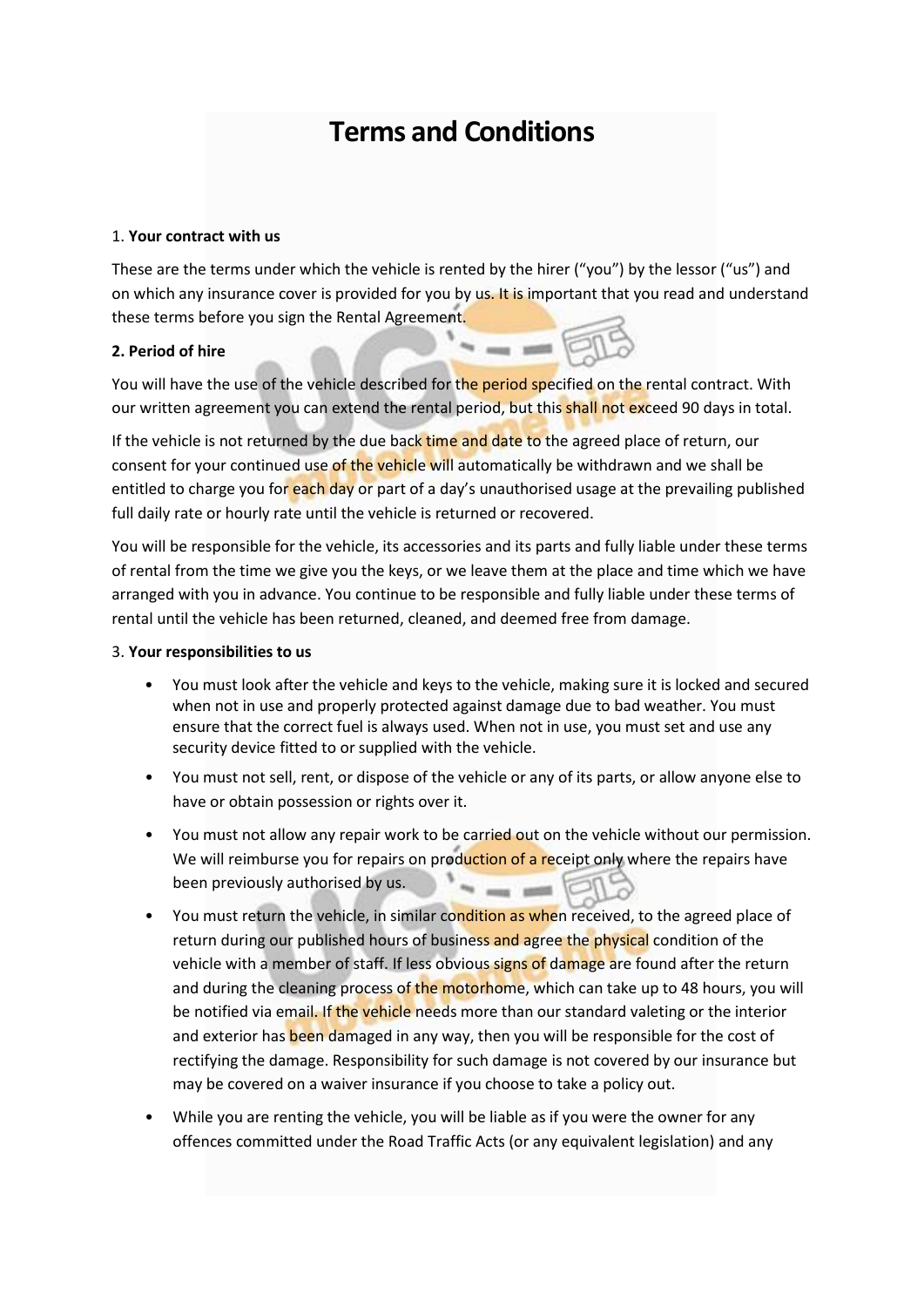# Terms and Conditions

1. **Your contract with us**

These are the terms under which the vehicle is rented by the hirer ("you") by the lessor ("us") and on which any insurance cover is provided for you by us. It is important that you read and understand these terms before you sign the Rental Agreement.

**2. Period of hire**

You will have the use of the vehicle described for the period specified on the rental contract. With our written agreement you can extend the rental period, but this shall not exceed 90 days in total.

If the vehicle is not returned by the due back time and date to the agreed place of return, our consent for your continued use of the vehicle will automatically be withdrawn and we shall be entitled to charge you for each day or part of a day's unauthorised usage at the prevailing published full daily rate or hourly rate until the vehicle is returned or recovered.

You will be responsible for the vehicle, its accessories and its parts and fully liable under these terms of rental from the time we give you the keys, or we leave them at the place and time which we have arranged with you in advance. You continue to be responsible and fully liable under these terms of rental until the vehicle has been returned, cleaned, and deemed free from damage.

3. **Your responsibilities to us**

- You must look after the vehicle and keys to the vehicle, making sure it is locked and secured when not in use and properly protected against damage due to bad weather. You must ensure that the correct fuel is always used. When not in use, you must set and use any security device fitted to or supplied with the vehicle.
- You must not sell, rent, or dispose of the vehicle or any of its parts, or allow anyone else to have or obtain possession or rights over it.
- You must not allow any repair work to be carried out on the vehicle without our permission. We will reimburse you for repairs on production of a receipt only where the repairs have been previously authorised by us.
- You must return the vehicle, in similar condition as when received, to the agreed place of return during our published hours of business and agree the physical condition of the vehicle with a member of staff. If less obvious signs of damage are found after the return and during the cleaning process of the motorhome, which can take up to 48 hours, you will be notified via email. If the vehicle needs more than our standard valeting or the interior and exterior has been damaged in any way, then you will be responsible for the cost of rectifying the damage. Responsibility for such damage is not covered by our insurance but may be covered on a waiver insurance if you choose to take a policy out.
- While you are renting the vehicle, you will be liable as if you were the owner for any offences committed under the Road Traffic Acts (or any equivalent legislation) and any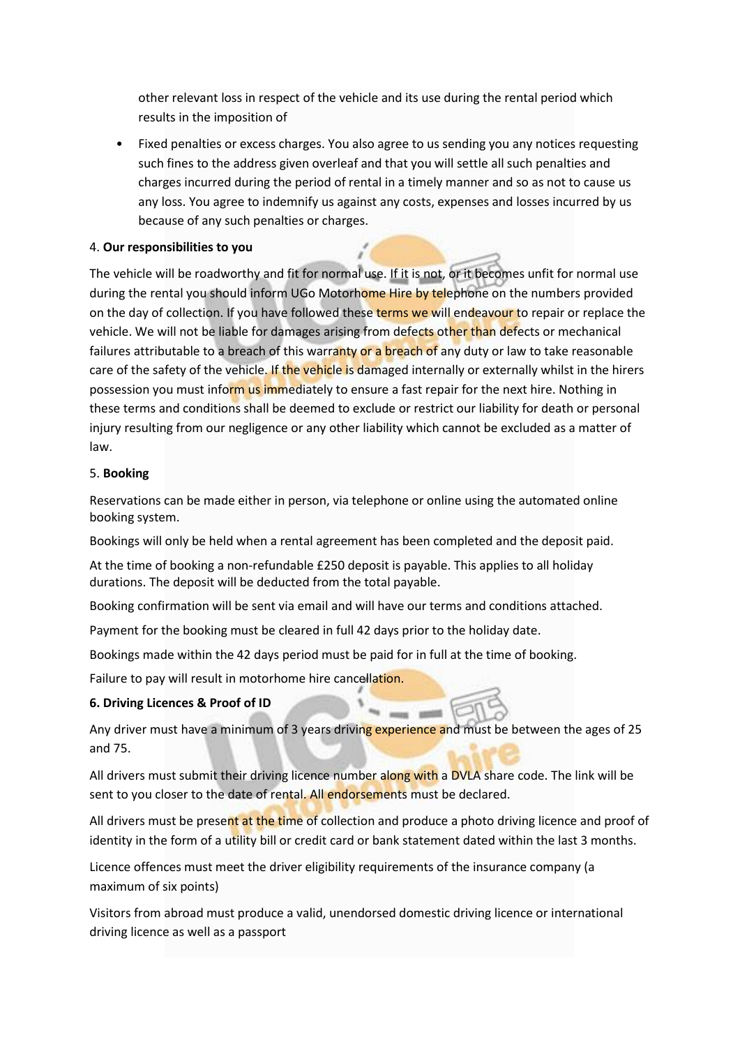other relevant loss in respect of the vehicle and its use during the rental period which results in the imposition of

- Fixed penalties or excess charges. You also agree to us sending you any notices requesting such fines to the address given overleaf and that you will settle all such penalties and charges incurred during the period of rental in a timely manner and so as not to cause us any loss. You agree to indemnify us against any costs, expenses and losses incurred by us because of any such penalties or charges.

4. **Our responsibilities to you**

The vehicle will be roadworthy and fit for normal use. If it is not, or it becomes unfit for normal use during the rental you should inform UGo Motorhome Hire by telephone on the numbers provided on the day of collection. If you have followed these terms we will endeavour to repair or replace the vehicle. We will not be liable for damages arising from defects other than defects or mechanical failures attributable to a breach of this warranty or a breach of any duty or law to take reasonable care of the safety of the vehicle. If the vehicle is damaged internally or externally whilst in the hirers possession you must inform us immediately to ensure a fast repair for the next hire. Nothing in these terms and conditions shall be deemed to exclude or restrict our liability for death or personal injury resulting from our negligence or any other liability which cannot be excluded as a matter of law.

5. **Booking**

Reservations can be made either in person, via telephone or online using the automated online booking system.

Bookings will only be held when a rental agreement has been completed and the deposit paid.

At the time of booking a non-refundable £250 deposit is payable. This applies to all holiday durations. The deposit will be deducted from the total payable.

Booking confirmation will be sent via email and will have our terms and conditions attached.

Payment for the booking must be cleared in full 42 days prior to the holiday date.

Bookings made within the 42 days period must be paid for in full at the time of booking.

Failure to pay will result in motorhome hire cancellation.

**6. Driving Licences & Proof of ID**

Any driver must have a minimum of 3 years driving experience and must be between the ages of 25 and 75.

All drivers must submit their driving licence number along with a DVLA share code. The link will be sent to you closer to the date of rental. All endorsements must be declared.

All drivers must be present at the time of collection and produce a photo driving licence and proof of identity in the form of a utility bill or credit card or bank statement dated within the last 3 months.

Licence offences must meet the driver eligibility requirements of the insurance company (a maximum of six points)

Visitors from abroad must produce a valid, unendorsed domestic driving licence or international driving licence as well as a passport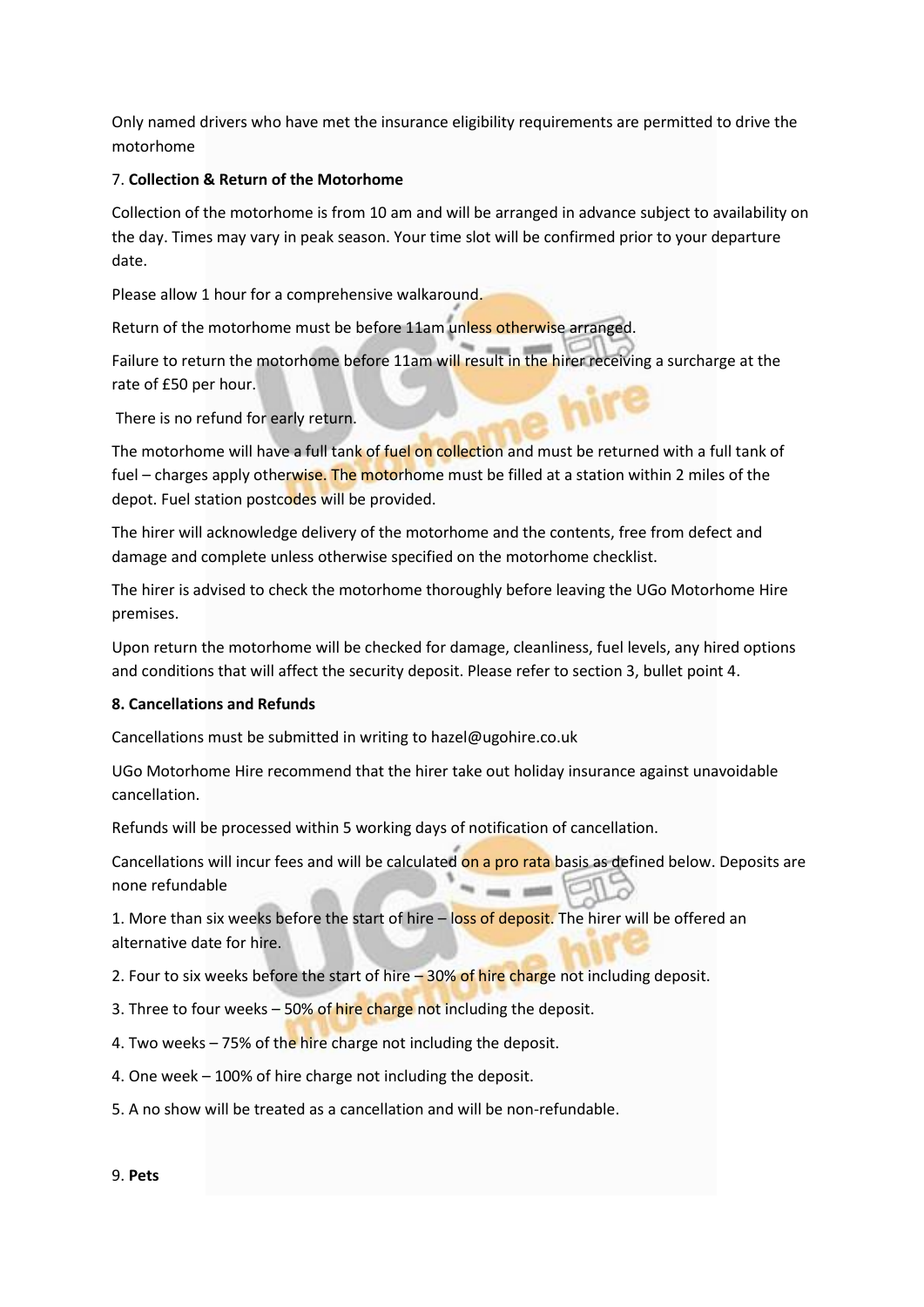Only named drivers who have met the insurance eligibility requirements are permitted to drive the motorhome

7. **Collection & Return of the Motorhome**

Collection of the motorhome is from 10 am and will be arranged in advance subject to availability on the day. Times may vary in peak season. Your time slot will be confirmed prior to your departure date.

Please allow 1 hour for a comprehensive walkaround.

Return of the motorhome must be before 11am unless otherwise arranged.

Failure to return the motorhome before 11am will result in the hirer receiving a surcharge at the rate of £50 per hour.

There is no refund for early return.

The motorhome will have a full tank of fuel on collection and must be returned with a full tank of fuel – charges apply otherwise. The motorhome must be filled at a station within 2 miles of the depot. Fuel station postcodes will be provided.

The hirer will acknowledge delivery of the motorhome and the contents, free from defect and damage and complete unless otherwise specified on the motorhome checklist.

The hirer is advised to check the motorhome thoroughly before leaving the UGo Motorhome Hire premises.

Upon return the motorhome will be checked for damage, cleanliness, fuel levels, any hired options and conditions that will affect the security deposit. Please refer to section 3, bullet point 4.

**8. Cancellations and Refunds**

Cancellations must be submitted in writing to hazel@ugohire.co.uk

UGo Motorhome Hire recommend that the hirer take out holiday insurance against unavoidable cancellation.

Refunds will be processed within 5 working days of notification of cancellation.

Cancellations will incur fees and will be calculated on a pro rata basis as defined below. Deposits are none refundable

1. More than six weeks before the start of hire – loss of deposit. The hirer will be offered an alternative date for hire.

2. Four to six weeks before the start of hire – 30% of hire charge not including deposit.

3. Three to four weeks – 50% of hire charge not including the deposit.

4. Two weeks – 75% of the hire charge not including the deposit.

4. One week – 100% of hire charge not including the deposit.

5. A no show will be treated as a cancellation and will be non-refundable.

9. **Pets**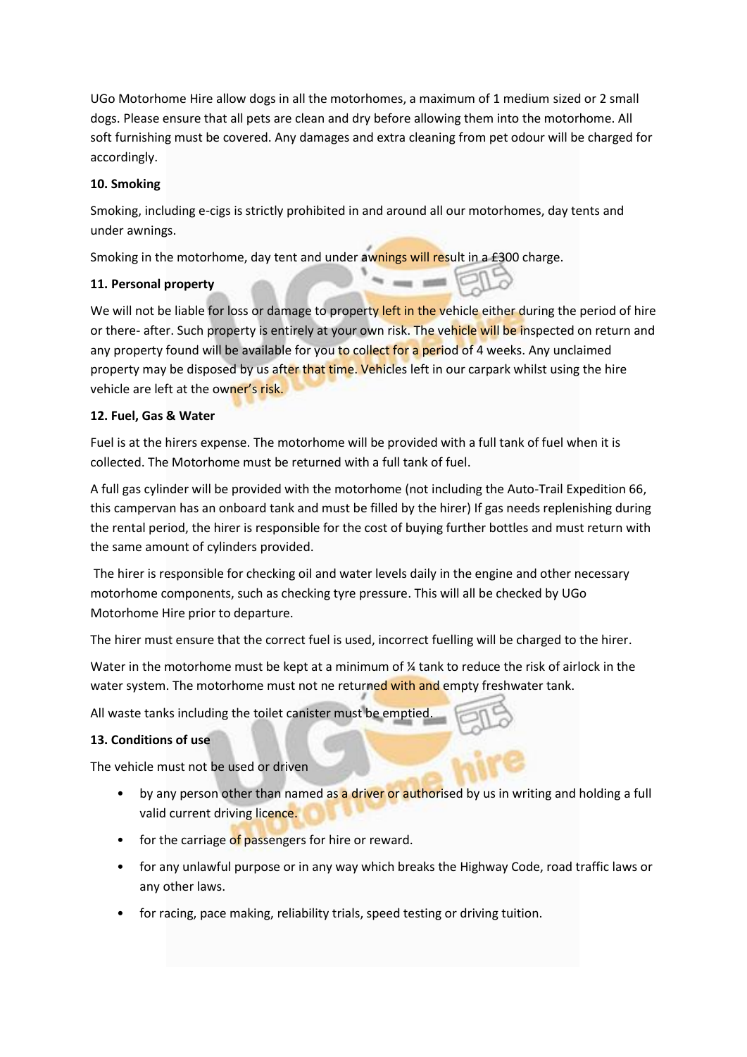UGo Motorhome Hire allow dogs in all the motorhomes, a maximum of 1 medium sized or 2 small dogs. Please ensure that all pets are clean and dry before allowing them into the motorhome. All soft furnishing must be covered. Any damages and extra cleaning from pet odour will be charged for accordingly.

**10. Smoking**

Smoking, including e-cigs is strictly prohibited in and around all our motorhomes, day tents and under awnings.

Smoking in the motorhome, day tent and under awnings will result in a £300 charge.

**11. Personal property**

We will not be liable for loss or damage to property left in the vehicle either during the period of hire or there- after. Such property is entirely at your own risk. The vehicle will be inspected on return and any property found will be available for you to collect for a period of 4 weeks. Any unclaimed property may be disposed by us after that time. Vehicles left in our carpark whilst using the hire vehicle are left at the owner's risk.

**12. Fuel, Gas & Water**

Fuel is at the hirers expense. The motorhome will be provided with a full tank of fuel when it is collected. The Motorhome must be returned with a full tank of fuel.

A full gas cylinder will be provided with the motorhome (not including the Auto-Trail Expedition 66, this campervan has an onboard tank and must be filled by the hirer) If gas needs replenishing during the rental period, the hirer is responsible for the cost of buying further bottles and must return with the same amount of cylinders provided.

The hirer is responsible for checking oil and water levels daily in the engine and other necessary motorhome components, such as checking tyre pressure. This will all be checked by UGo Motorhome Hire prior to departure.

The hirer must ensure that the correct fuel is used, incorrect fuelling will be charged to the hirer.

Water in the motorhome must be kept at a minimum of ¼ tank to reduce the risk of airlock in the water system. The motorhome must not ne returned with and empty freshwater tank.

All waste tanks including the toilet canister must be emptied.

**13. Conditions of use**

The vehicle must not be used or driven

- by any person other than named as a driver or authorised by us in writing and holding a full valid current driving licence.
- for the carriage of passengers for hire or reward.
- for any unlawful purpose or in any way which breaks the Highway Code, road traffic laws or any other laws.
- for racing, pace making, reliability trials, speed testing or driving tuition.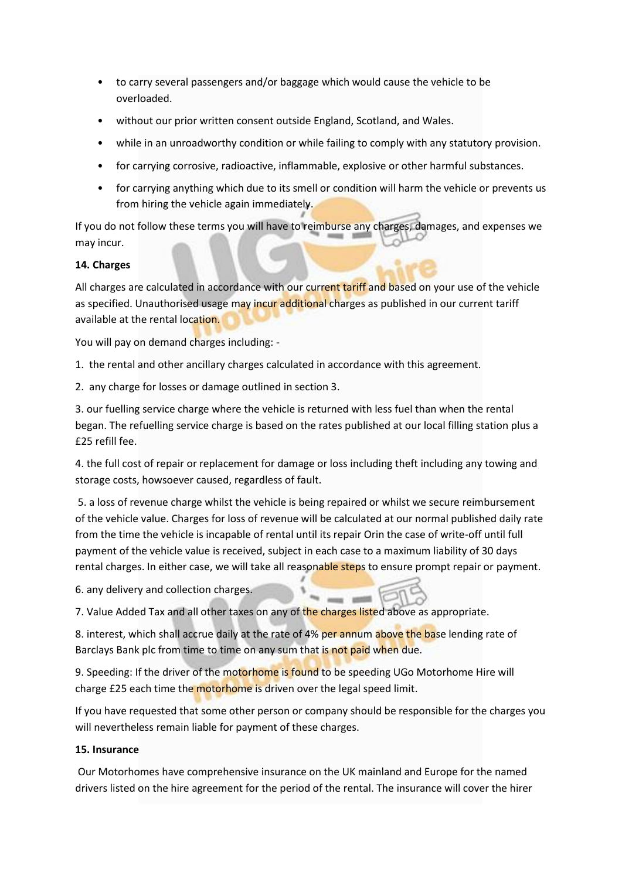- to carry several passengers and/or baggage which would cause the vehicle to be overloaded.
- without our prior written consent outside England, Scotland, and Wales.
- while in an unroadworthy condition or while failing to comply with any statutory provision.
- for carrying corrosive, radioactive, inflammable, explosive or other harmful substances.
- for carrying anything which due to its smell or condition will harm the vehicle or prevents us from hiring the vehicle again immediately.

If you do not follow these terms you will have to reimburse any charges, damages, and expenses we may incur.

**14. Charges**

All charges are calculated in accordance with our current tariff and based on your use of the vehicle as specified. Unauthorised usage may incur additional charges as published in our current tariff available at the rental location.

You will pay on demand charges including: -

1. the rental and other ancillary charges calculated in accordance with this agreement.
2. any charge for losses or damage outlined in section 3.
3. our fuelling service charge where the vehicle is returned with less fuel than when the rental began. The refuelling service charge is based on the rates published at our local filling station plus a £25 refill fee.
4. the full cost of repair or replacement for damage or loss including theft including any towing and storage costs, howsoever caused, regardless of fault.
5. a loss of revenue charge whilst the vehicle is being repaired or whilst we secure reimbursement of the vehicle value. Charges for loss of revenue will be calculated at our normal published daily rate from the time the vehicle is incapable of rental until its repair Orin the case of write-off until full payment of the vehicle value is received, subject in each case to a maximum liability of 30 days rental charges. In either case, we will take all reasonable steps to ensure prompt repair or payment.
6. any delivery and collection charges.
7. Value Added Tax and all other taxes on any of the charges listed above as appropriate.
8. interest, which shall accrue daily at the rate of 4% per annum above the base lending rate of Barclays Bank plc from time to time on any sum that is not paid when due.
9. Speeding: If the driver of the motorhome is found to be speeding UGo Motorhome Hire will charge £25 each time the motorhome is driven over the legal speed limit.

If you have requested that some other person or company should be responsible for the charges you will nevertheless remain liable for payment of these charges.

**15. Insurance**

Our Motorhomes have comprehensive insurance on the UK mainland and Europe for the named drivers listed on the hire agreement for the period of the rental. The insurance will cover the hirer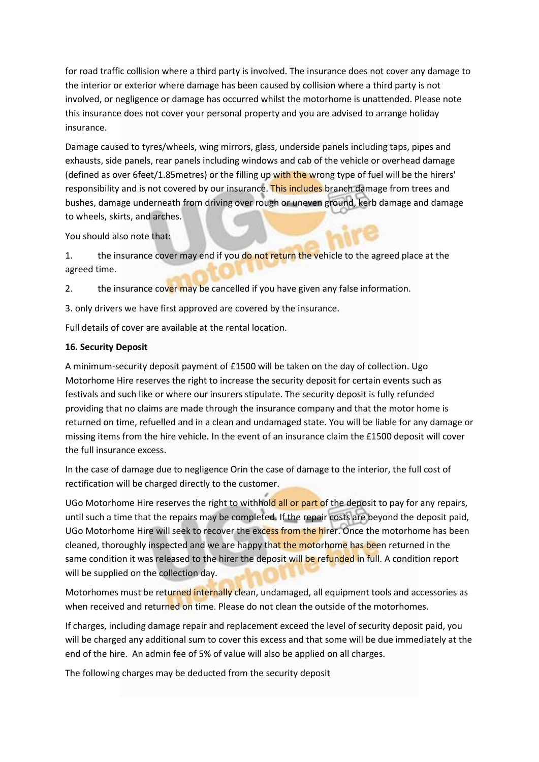for road traffic collision where a third party is involved. The insurance does not cover any damage to the interior or exterior where damage has been caused by collision where a third party is not involved, or negligence or damage has occurred whilst the motorhome is unattended. Please note this insurance does not cover your personal property and you are advised to arrange holiday insurance.

Damage caused to tyres/wheels, wing mirrors, glass, underside panels including taps, pipes and exhausts, side panels, rear panels including windows and cab of the vehicle or overhead damage (defined as over 6feet/1.85metres) or the filling up with the wrong type of fuel will be the hirers' responsibility and is not covered by our insurance. This includes branch damage from trees and bushes, damage underneath from driving over rough or uneven ground, kerb damage and damage to wheels, skirts, and arches.

You should also note that:

1. the insurance cover may end if you do not return the vehicle to the agreed place at the agreed time.

2. the insurance cover may be cancelled if you have given any false information.

3. only drivers we have first approved are covered by the insurance.

Full details of cover are available at the rental location.

**16. Security Deposit**

A minimum-security deposit payment of £1500 will be taken on the day of collection. Ugo Motorhome Hire reserves the right to increase the security deposit for certain events such as festivals and such like or where our insurers stipulate. The security deposit is fully refunded providing that no claims are made through the insurance company and that the motor home is returned on time, refuelled and in a clean and undamaged state. You will be liable for any damage or missing items from the hire vehicle. In the event of an insurance claim the £1500 deposit will cover the full insurance excess.

In the case of damage due to negligence Orin the case of damage to the interior, the full cost of rectification will be charged directly to the customer.

UGo Motorhome Hire reserves the right to withhold all or part of the deposit to pay for any repairs, until such a time that the repairs may be completed. If the repair costs are beyond the deposit paid, UGo Motorhome Hire will seek to recover the excess from the hirer. Once the motorhome has been cleaned, thoroughly inspected and we are happy that the motorhome has been returned in the same condition it was released to the hirer the deposit will be refunded in full. A condition report will be supplied on the collection day.

Motorhomes must be returned internally clean, undamaged, all equipment tools and accessories as when received and returned on time. Please do not clean the outside of the motorhomes.

If charges, including damage repair and replacement exceed the level of security deposit paid, you will be charged any additional sum to cover this excess and that some will be due immediately at the end of the hire. An admin fee of 5% of value will also be applied on all charges.

The following charges may be deducted from the security deposit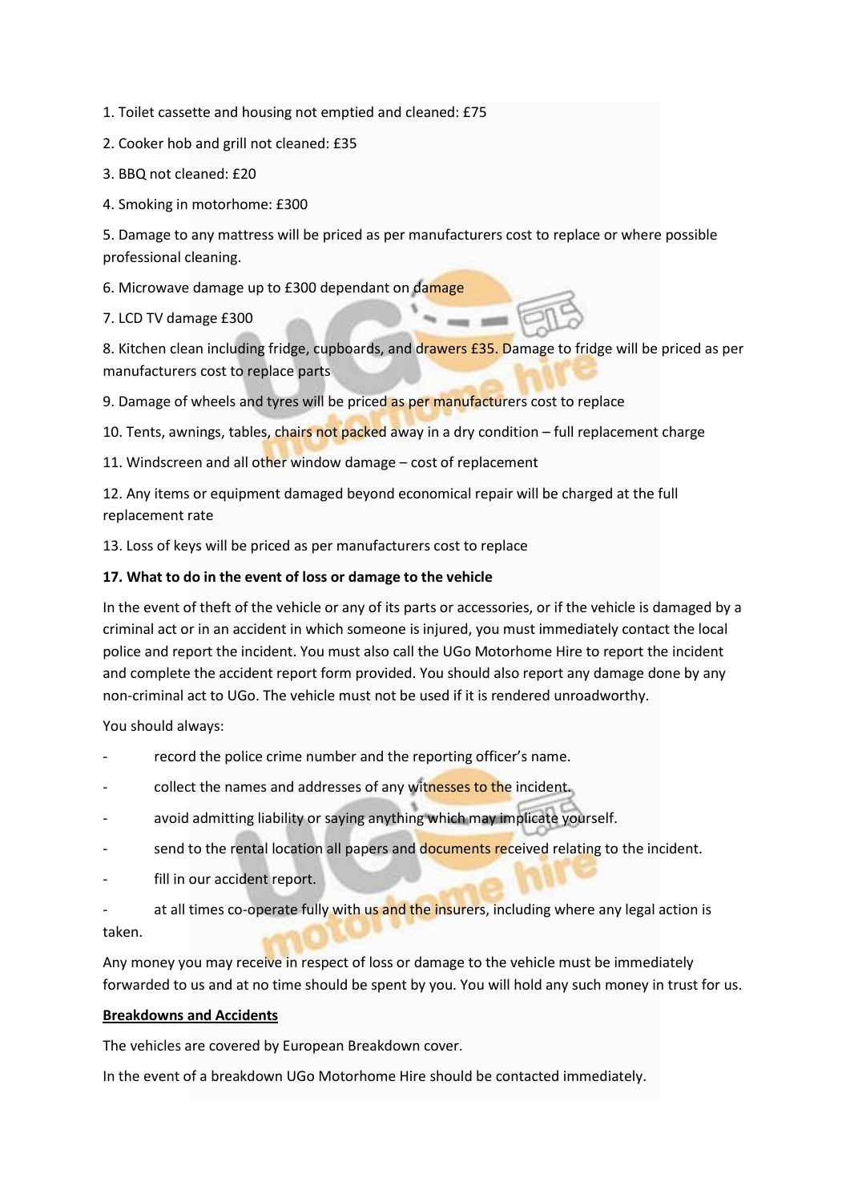1. Toilet cassette and housing not emptied and cleaned: £75
2. Cooker hob and grill not cleaned: £35
3. BBQ not cleaned: £20
4. Smoking in motorhome: £300
5. Damage to any mattress will be priced as per manufacturers cost to replace or where possible professional cleaning.
6. Microwave damage up to £300 dependant on damage
7. LCD TV damage £300
8. Kitchen clean including fridge, cupboards, and drawers £35. Damage to fridge will be priced as per manufacturers cost to replace parts
9. Damage of wheels and tyres will be priced as per manufacturers cost to replace
10. Tents, awnings, tables, chairs not packed away in a dry condition – full replacement charge
11. Windscreen and all other window damage – cost of replacement
12. Any items or equipment damaged beyond economical repair will be charged at the full replacement rate
13. Loss of keys will be priced as per manufacturers cost to replace

**17. What to do in the event of loss or damage to the vehicle**

In the event of theft of the vehicle or any of its parts or accessories, or if the vehicle is damaged by a criminal act or in an accident in which someone is injured, you must immediately contact the local police and report the incident. You must also call the UGo Motorhome Hire to report the incident and complete the accident report form provided. You should also report any damage done by any non-criminal act to UGo. The vehicle must not be used if it is rendered unroadworthy.

You should always:

- record the police crime number and the reporting officer's name.
- collect the names and addresses of any witnesses to the incident.
- avoid admitting liability or saying anything which may implicate yourself.
- send to the rental location all papers and documents received relating to the incident.
- fill in our accident report.
- at all times co-operate fully with us and the insurers, including where any legal action is taken.

Any money you may receive in respect of loss or damage to the vehicle must be immediately forwarded to us and at no time should be spent by you. You will hold any such money in trust for us.

<u>**Breakdowns and Accidents**</u>

The vehicles are covered by European Breakdown cover.

In the event of a breakdown UGo Motorhome Hire should be contacted immediately.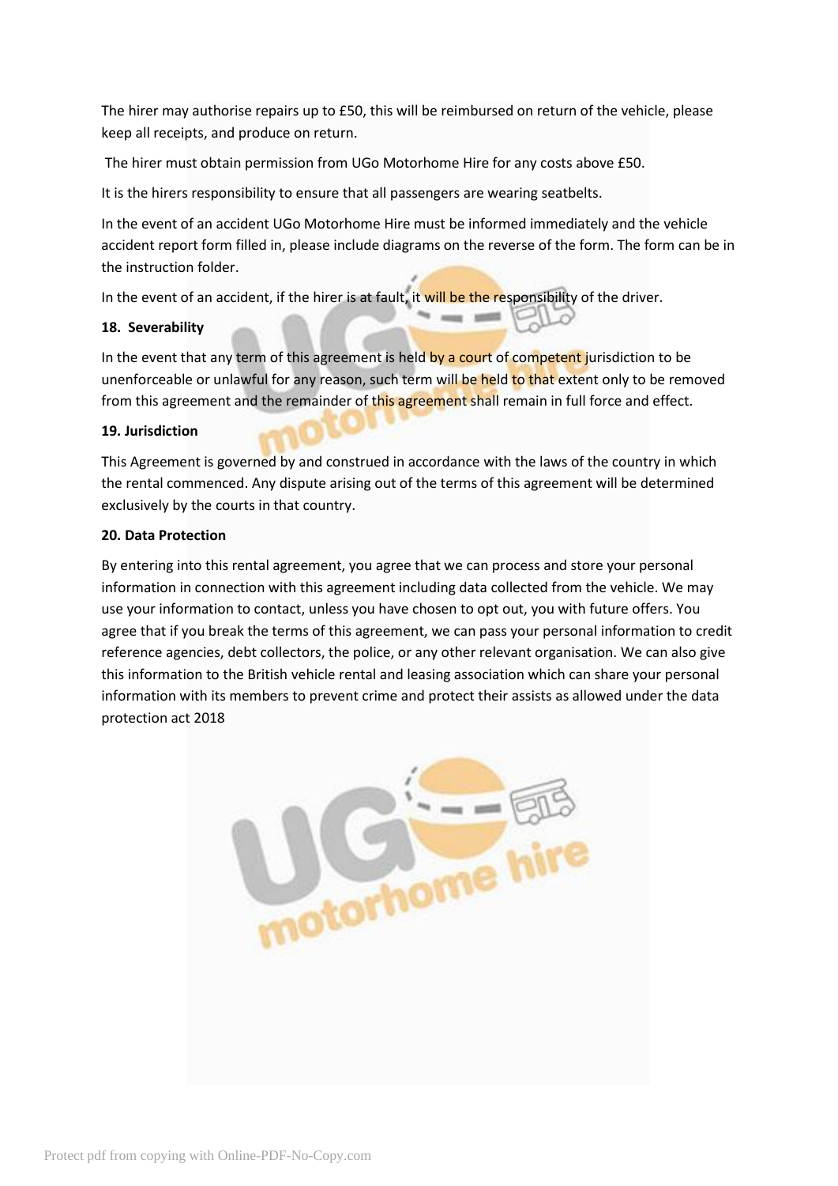The hirer may authorise repairs up to £50, this will be reimbursed on return of the vehicle, please keep all receipts, and produce on return.

The hirer must obtain permission from UGo Motorhome Hire for any costs above £50.

It is the hirers responsibility to ensure that all passengers are wearing seatbelts.

In the event of an accident UGo Motorhome Hire must be informed immediately and the vehicle accident report form filled in, please include diagrams on the reverse of the form. The form can be in the instruction folder.

In the event of an accident, if the hirer is at fault, it will be the responsibility of the driver.

**18. Severability**

In the event that any term of this agreement is held by a court of competent jurisdiction to be unenforceable or unlawful for any reason, such term will be held to that extent only to be removed from this agreement and the remainder of this agreement shall remain in full force and effect.

**19. Jurisdiction**

This Agreement is governed by and construed in accordance with the laws of the country in which the rental commenced. Any dispute arising out of the terms of this agreement will be determined exclusively by the courts in that country.

**20. Data Protection**

By entering into this rental agreement, you agree that we can process and store your personal information in connection with this agreement including data collected from the vehicle. We may use your information to contact, unless you have chosen to opt out, you with future offers. You agree that if you break the terms of this agreement, we can pass your personal information to credit reference agencies, debt collectors, the police, or any other relevant organisation. We can also give this information to the British vehicle rental and leasing association which can share your personal information with its members to prevent crime and protect their assists as allowed under the data protection act 2018